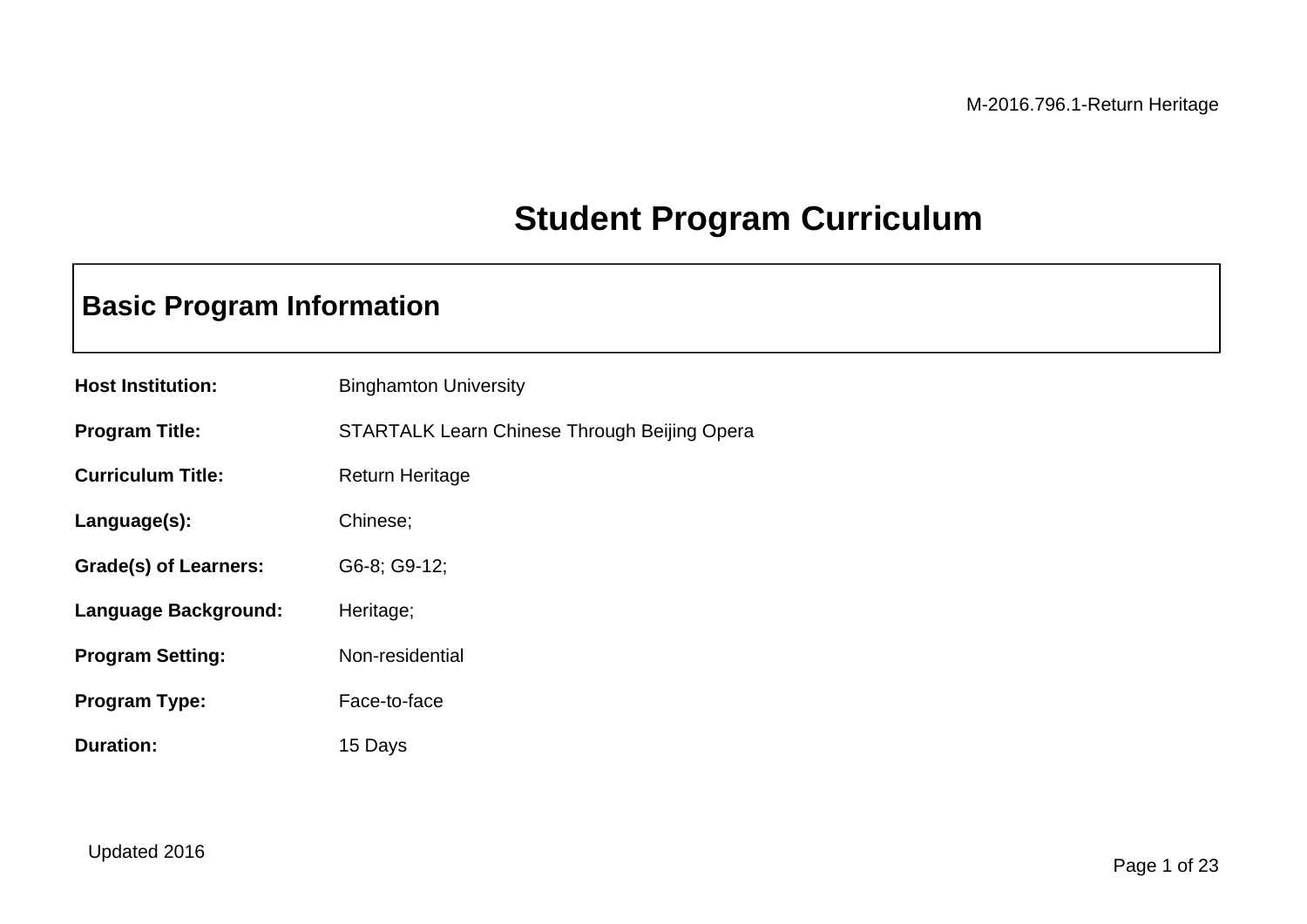# Student Program Curriculum

## Basic Program Information

**Host Institution:** Binghamton University

**Program Title:** STARTALK Learn Chinese Through Beijing Opera

**Curriculum Title:** Return Heritage

**Language(s):** Chinese;

**Grade(s) of Learners:** G6-8; G9-12;

**Language Background:** Heritage;

**Program Setting:** Non-residential

**Program Type:** Face-to-face

**Duration:** 15 Days

Updated 2016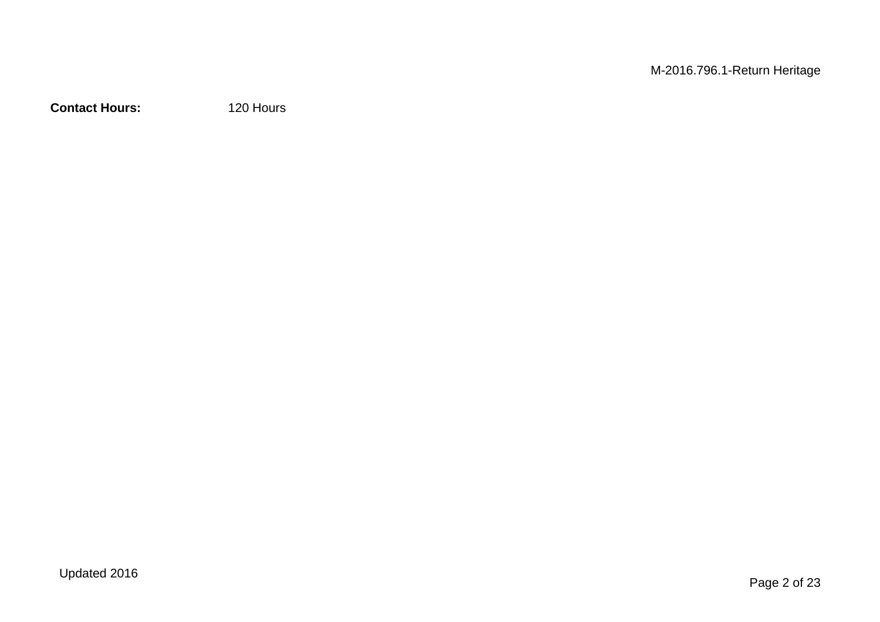**Contact Hours:** 120 Hours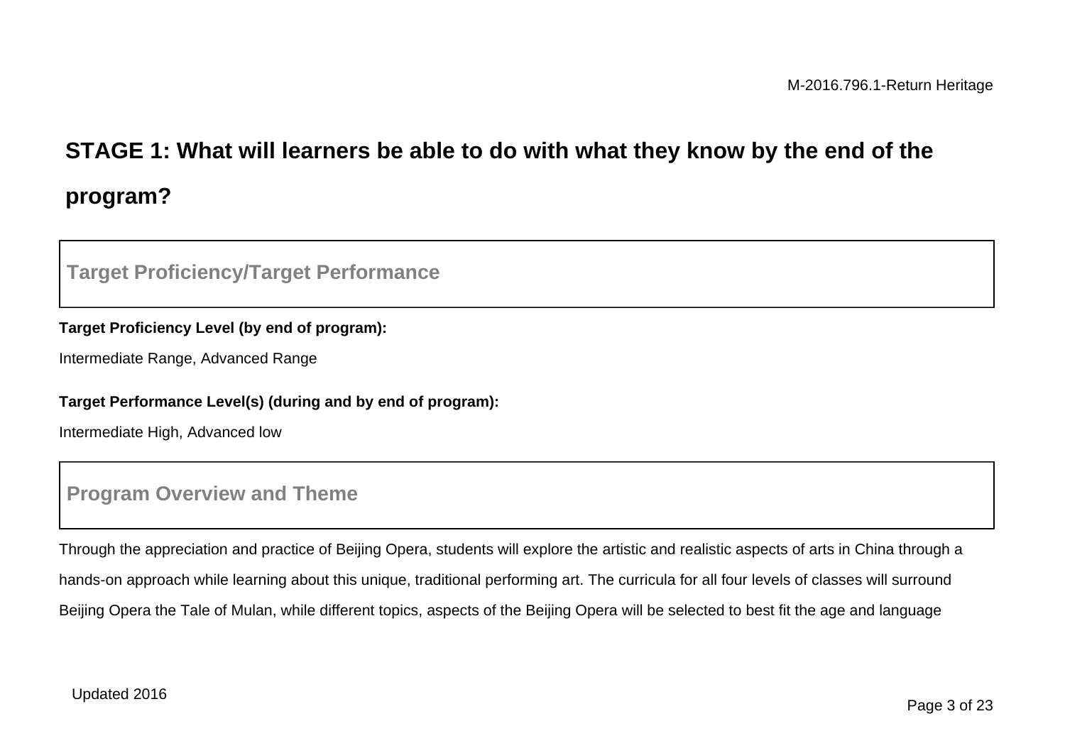## STAGE 1: What will learners be able to do with what they know by the end of the program?

### Target Proficiency/Target Performance

**Target Proficiency Level (by end of program):**

Intermediate Range, Advanced Range

**Target Performance Level(s) (during and by end of program):**

Intermediate High, Advanced low

### Program Overview and Theme

Through the appreciation and practice of Beijing Opera, students will explore the artistic and realistic aspects of arts in China through a hands-on approach while learning about this unique, traditional performing art. The curricula for all four levels of classes will surround Beijing Opera the Tale of Mulan, while different topics, aspects of the Beijing Opera will be selected to best fit the age and language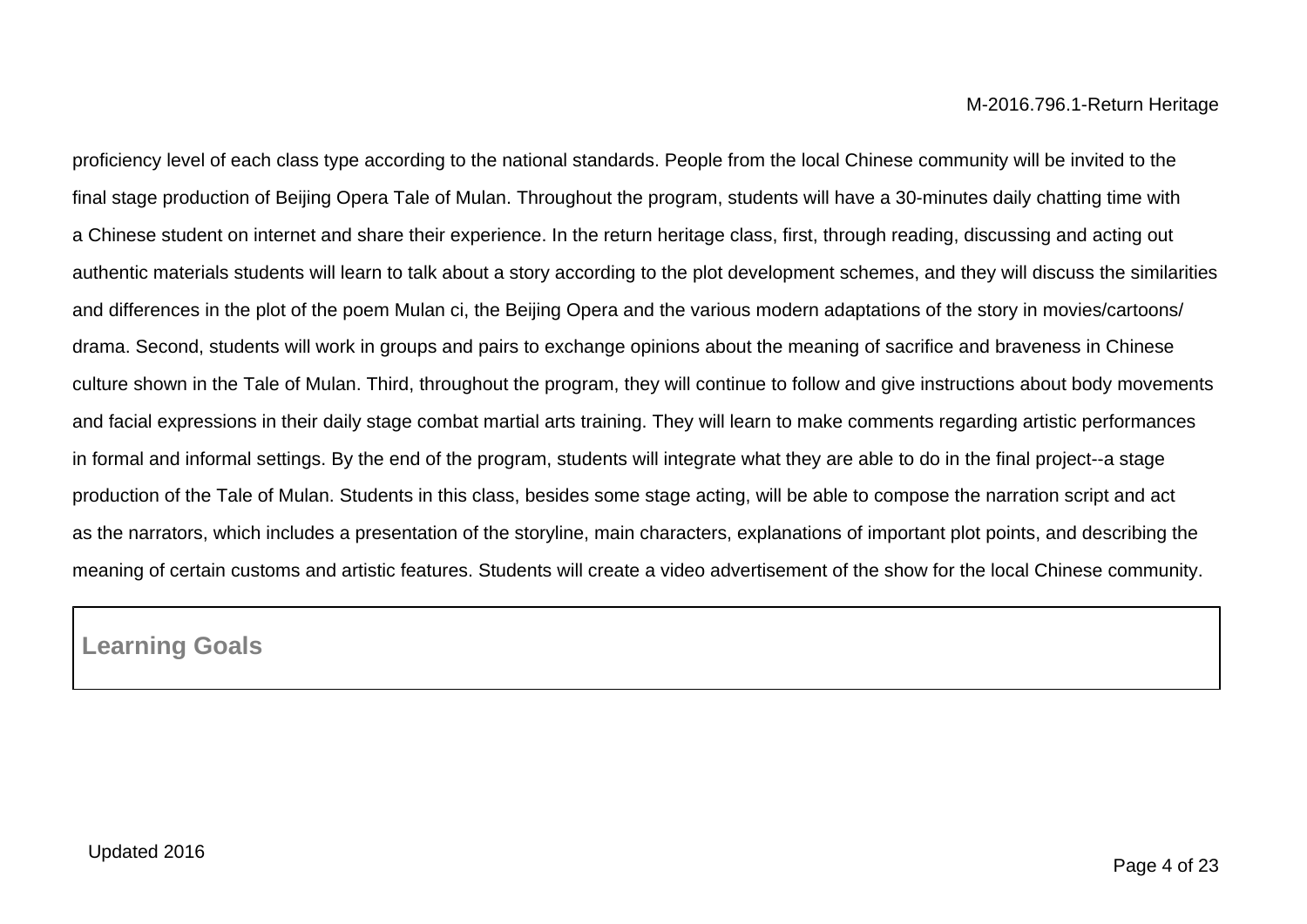proficiency level of each class type according to the national standards. People from the local Chinese community will be invited to the final stage production of Beijing Opera Tale of Mulan. Throughout the program, students will have a 30-minutes daily chatting time with a Chinese student on internet and share their experience. In the return heritage class, first, through reading, discussing and acting out authentic materials students will learn to talk about a story according to the plot development schemes, and they will discuss the similarities and differences in the plot of the poem Mulan ci, the Beijing Opera and the various modern adaptations of the story in movies/cartoons/ drama. Second, students will work in groups and pairs to exchange opinions about the meaning of sacrifice and braveness in Chinese culture shown in the Tale of Mulan. Third, throughout the program, they will continue to follow and give instructions about body movements and facial expressions in their daily stage combat martial arts training. They will learn to make comments regarding artistic performances in formal and informal settings. By the end of the program, students will integrate what they are able to do in the final project--a stage production of the Tale of Mulan. Students in this class, besides some stage acting, will be able to compose the narration script and act as the narrators, which includes a presentation of the storyline, main characters, explanations of important plot points, and describing the meaning of certain customs and artistic features. Students will create a video advertisement of the show for the local Chinese community.

## Learning Goals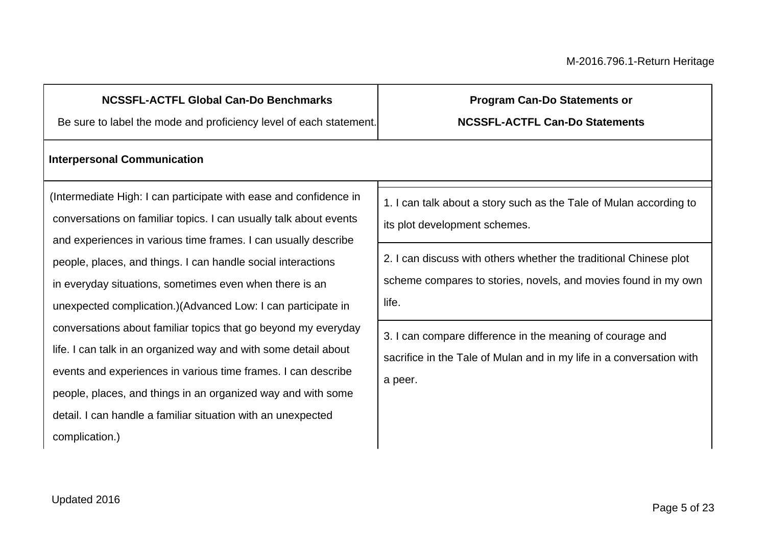| NCSSFL-ACTFL Global Can-Do Benchmarks<br>Be sure to label the mode and proficiency level of each statement. | Program Can-Do Statements or<br>NCSSFL-ACTFL Can-Do Statements |
|---|---|
| **Interpersonal Communication** | |
| (Intermediate High: I can participate with ease and confidence in conversations on familiar topics. I can usually talk about events and experiences in various time frames. I can usually describe people, places, and things. I can handle social interactions in everyday situations, sometimes even when there is an unexpected complication.)(Advanced Low: I can participate in conversations about familiar topics that go beyond my everyday life. I can talk in an organized way and with some detail about events and experiences in various time frames. I can describe people, places, and things in an organized way and with some detail. I can handle a familiar situation with an unexpected complication.) | 1. I can talk about a story such as the Tale of Mulan according to its plot development schemes.<br><br>2. I can discuss with others whether the traditional Chinese plot scheme compares to stories, novels, and movies found in my own life.<br><br>3. I can compare difference in the meaning of courage and sacrifice in the Tale of Mulan and in my life in a conversation with a peer. |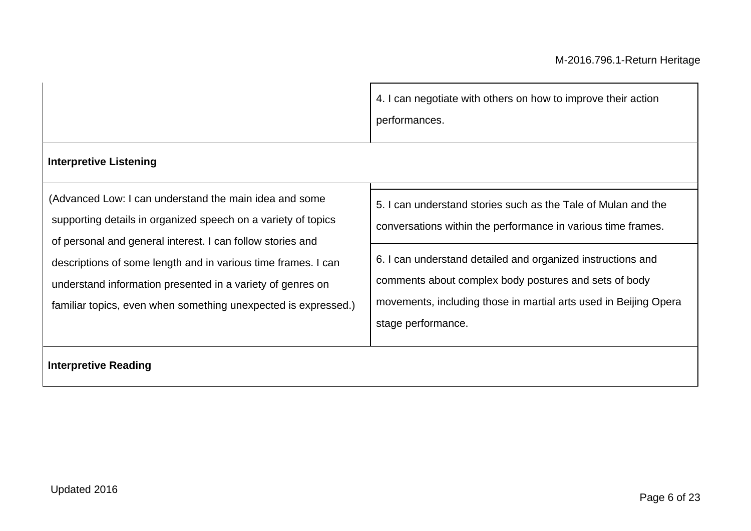| | |
|---|---|
| | 4. I can negotiate with others on how to improve their action performances. |
| **Interpretive Listening** | |
| (Advanced Low: I can understand the main idea and some supporting details in organized speech on a variety of topics of personal and general interest. I can follow stories and descriptions of some length and in various time frames. I can understand information presented in a variety of genres on familiar topics, even when something unexpected is expressed.) | 5. I can understand stories such as the Tale of Mulan and the conversations within the performance in various time frames. |
| | 6. I can understand detailed and organized instructions and comments about complex body postures and sets of body movements, including those in martial arts used in Beijing Opera stage performance. |
| **Interpretive Reading** | |

Updated 2016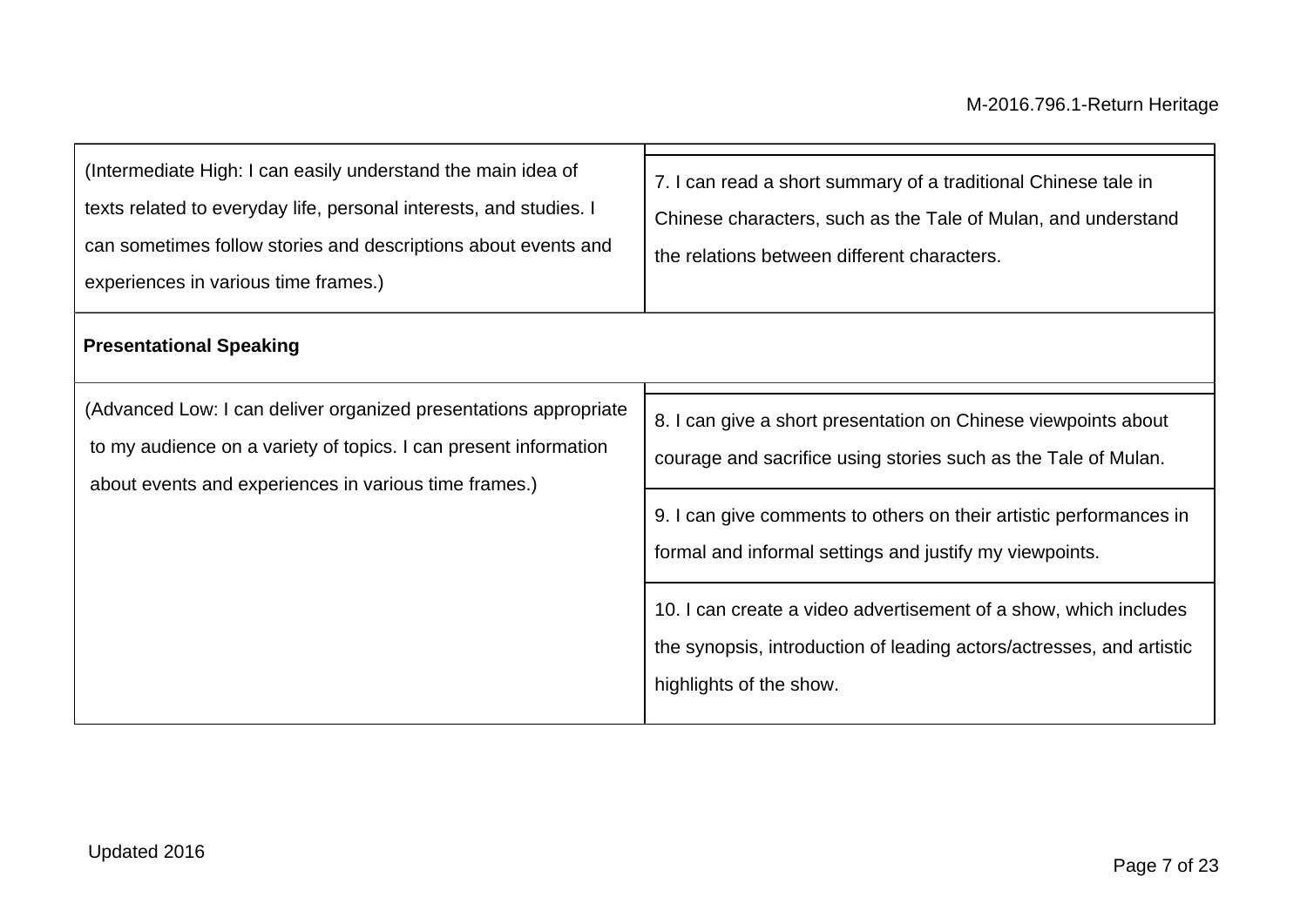| | |
|---|---|
| (Intermediate High: I can easily understand the main idea of texts related to everyday life, personal interests, and studies. I can sometimes follow stories and descriptions about events and experiences in various time frames.) | 7. I can read a short summary of a traditional Chinese tale in Chinese characters, such as the Tale of Mulan, and understand the relations between different characters. |
| **Presentational Speaking** | |
| (Advanced Low: I can deliver organized presentations appropriate to my audience on a variety of topics. I can present information about events and experiences in various time frames.) | 8. I can give a short presentation on Chinese viewpoints about courage and sacrifice using stories such as the Tale of Mulan. |
| | 9. I can give comments to others on their artistic performances in formal and informal settings and justify my viewpoints. |
| | 10. I can create a video advertisement of a show, which includes the synopsis, introduction of leading actors/actresses, and artistic highlights of the show. |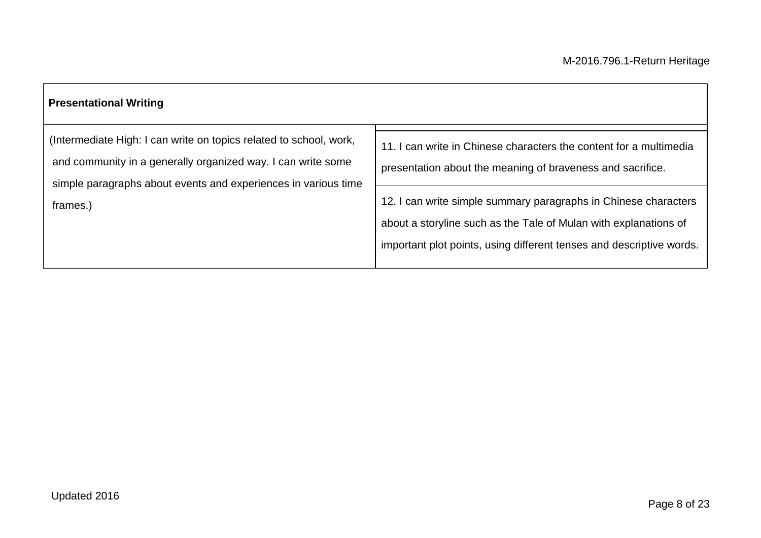| Presentational Writing | |
|---|---|
| (Intermediate High: I can write on topics related to school, work, and community in a generally organized way. I can write some simple paragraphs about events and experiences in various time frames.) | 11. I can write in Chinese characters the content for a multimedia presentation about the meaning of braveness and sacrifice. |
| | 12. I can write simple summary paragraphs in Chinese characters about a storyline such as the Tale of Mulan with explanations of important plot points, using different tenses and descriptive words. |

Updated 2016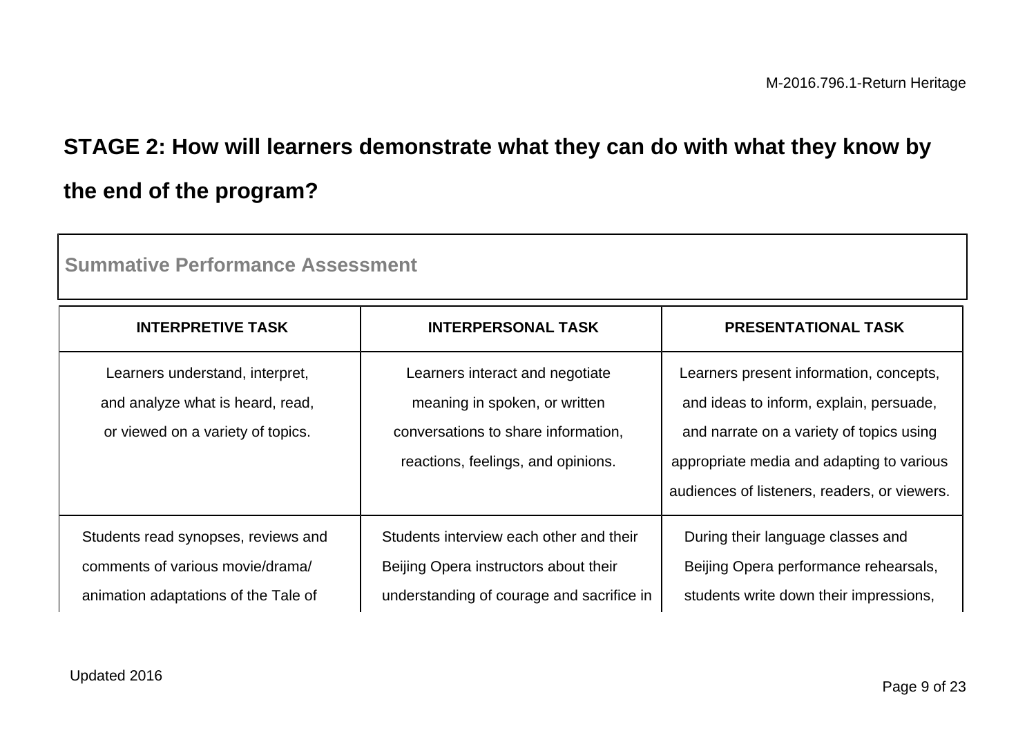## STAGE 2: How will learners demonstrate what they can do with what they know by the end of the program?

**Summative Performance Assessment**

| INTERPRETIVE TASK | INTERPERSONAL TASK | PRESENTATIONAL TASK |
|---|---|---|
| Learners understand, interpret, and analyze what is heard, read, or viewed on a variety of topics. | Learners interact and negotiate meaning in spoken, or written conversations to share information, reactions, feelings, and opinions. | Learners present information, concepts, and ideas to inform, explain, persuade, and narrate on a variety of topics using appropriate media and adapting to various audiences of listeners, readers, or viewers. |
| Students read synopses, reviews and comments of various movie/drama/ animation adaptations of the Tale of | Students interview each other and their Beijing Opera instructors about their understanding of courage and sacrifice in | During their language classes and Beijing Opera performance rehearsals, students write down their impressions, |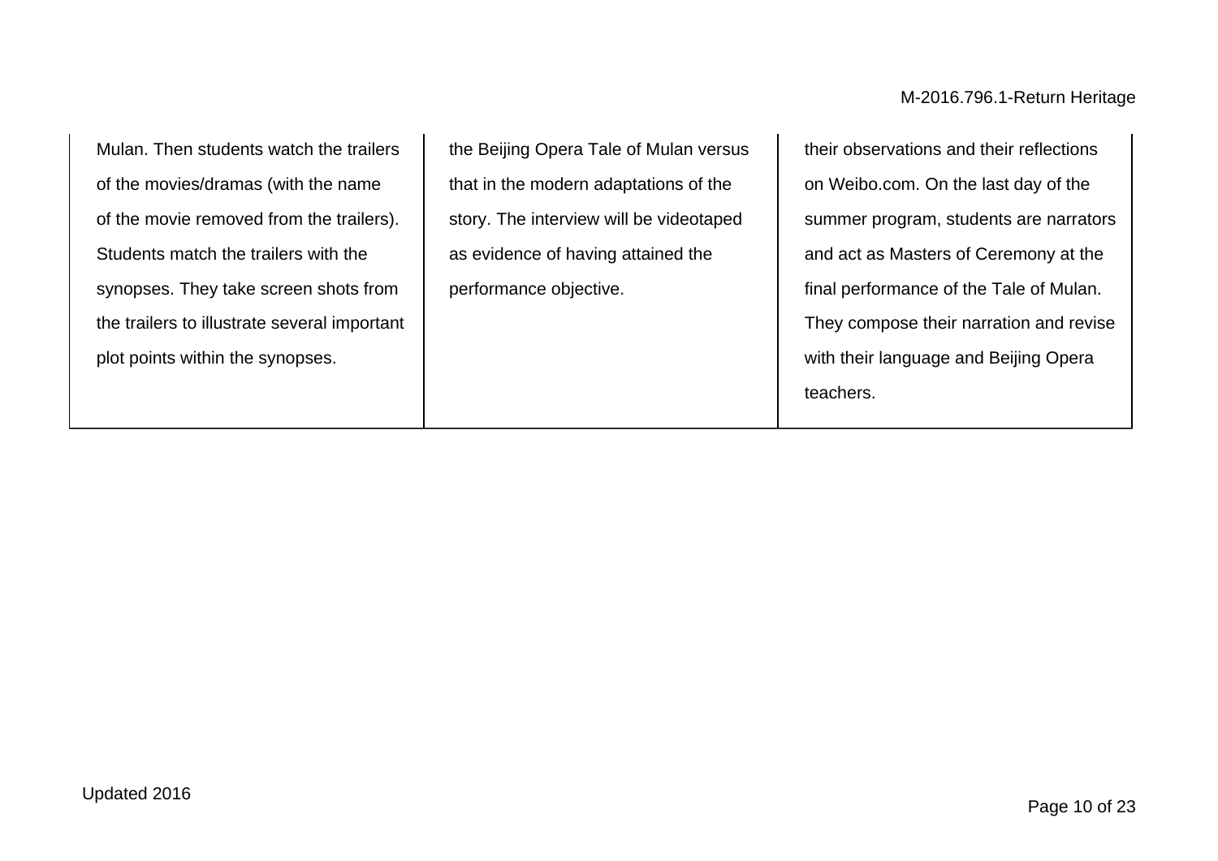| | | |
|---|---|---|
| Mulan. Then students watch the trailers of the movies/dramas (with the name of the movie removed from the trailers). Students match the trailers with the synopses. They take screen shots from the trailers to illustrate several important plot points within the synopses. | the Beijing Opera Tale of Mulan versus that in the modern adaptations of the story. The interview will be videotaped as evidence of having attained the performance objective. | their observations and their reflections on Weibo.com. On the last day of the summer program, students are narrators and act as Masters of Ceremony at the final performance of the Tale of Mulan. They compose their narration and revise with their language and Beijing Opera teachers. |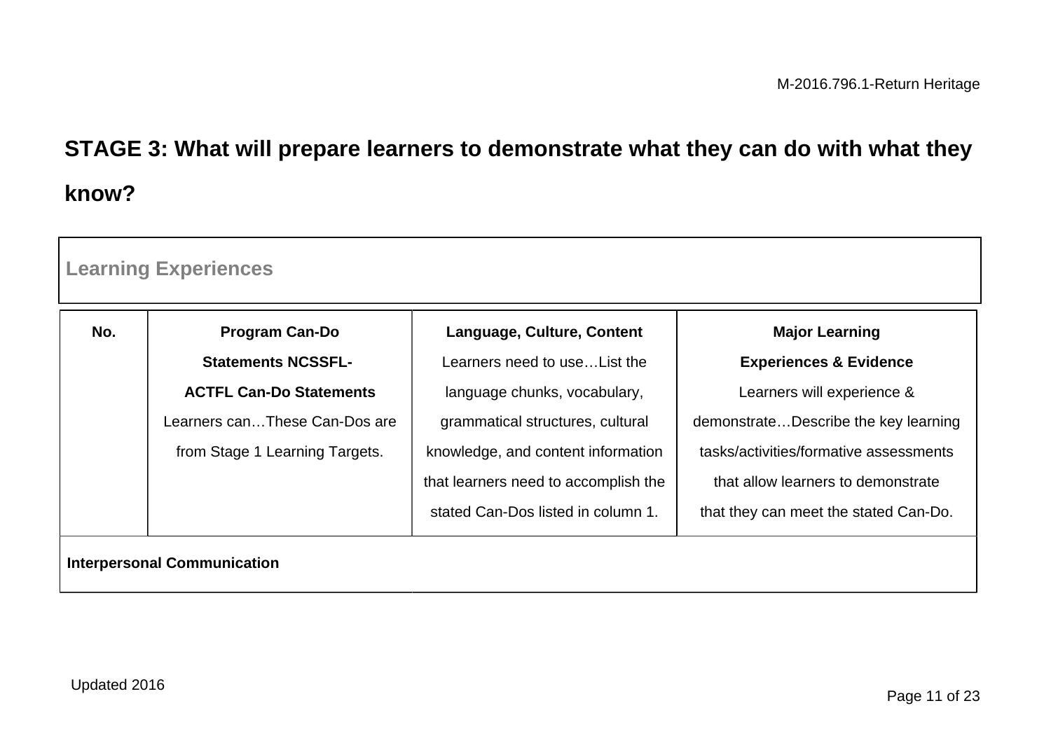## STAGE 3: What will prepare learners to demonstrate what they can do with what they know?

### Learning Experiences

| No. | **Program Can-Do Statements NCSSFL-ACTFL Can-Do Statements** Learners can…These Can-Dos are from Stage 1 Learning Targets. | **Language, Culture, Content** Learners need to use…List the language chunks, vocabulary, grammatical structures, cultural knowledge, and content information that learners need to accomplish the stated Can-Dos listed in column 1. | **Major Learning Experiences & Evidence** Learners will experience & demonstrate…Describe the key learning tasks/activities/formative assessments that allow learners to demonstrate that they can meet the stated Can-Do. |
|---|---|---|---|
| **Interpersonal Communication** | | | |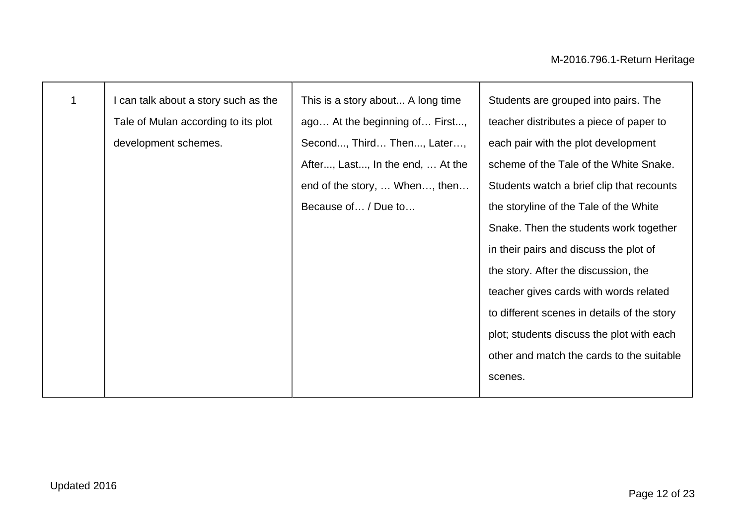| 1 | I can talk about a story such as the Tale of Mulan according to its plot development schemes. | This is a story about... A long time ago… At the beginning of… First..., Second..., Third… Then..., Later…, After..., Last..., In the end, … At the end of the story, … When…, then… Because of… / Due to… | Students are grouped into pairs. The teacher distributes a piece of paper to each pair with the plot development scheme of the Tale of the White Snake. Students watch a brief clip that recounts the storyline of the Tale of the White Snake. Then the students work together in their pairs and discuss the plot of the story. After the discussion, the teacher gives cards with words related to different scenes in details of the story plot; students discuss the plot with each other and match the cards to the suitable scenes. |
|---|---|---|---|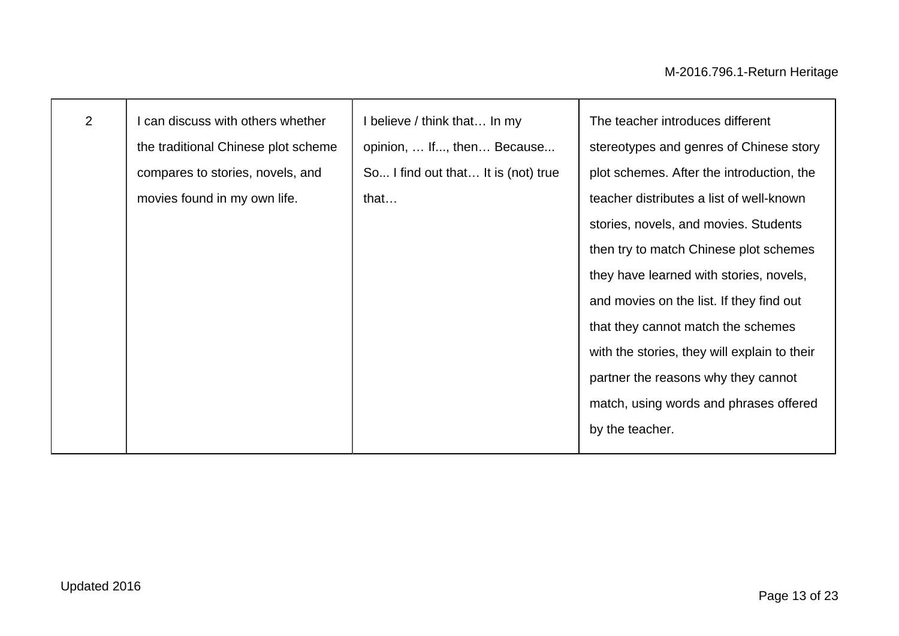| 2 | I can discuss with others whether the traditional Chinese plot scheme compares to stories, novels, and movies found in my own life. | I believe / think that… In my opinion, … If..., then… Because... So... I find out that… It is (not) true that… | The teacher introduces different stereotypes and genres of Chinese story plot schemes. After the introduction, the teacher distributes a list of well-known stories, novels, and movies. Students then try to match Chinese plot schemes they have learned with stories, novels, and movies on the list. If they find out that they cannot match the schemes with the stories, they will explain to their partner the reasons why they cannot match, using words and phrases offered by the teacher. |
|---|---|---|---|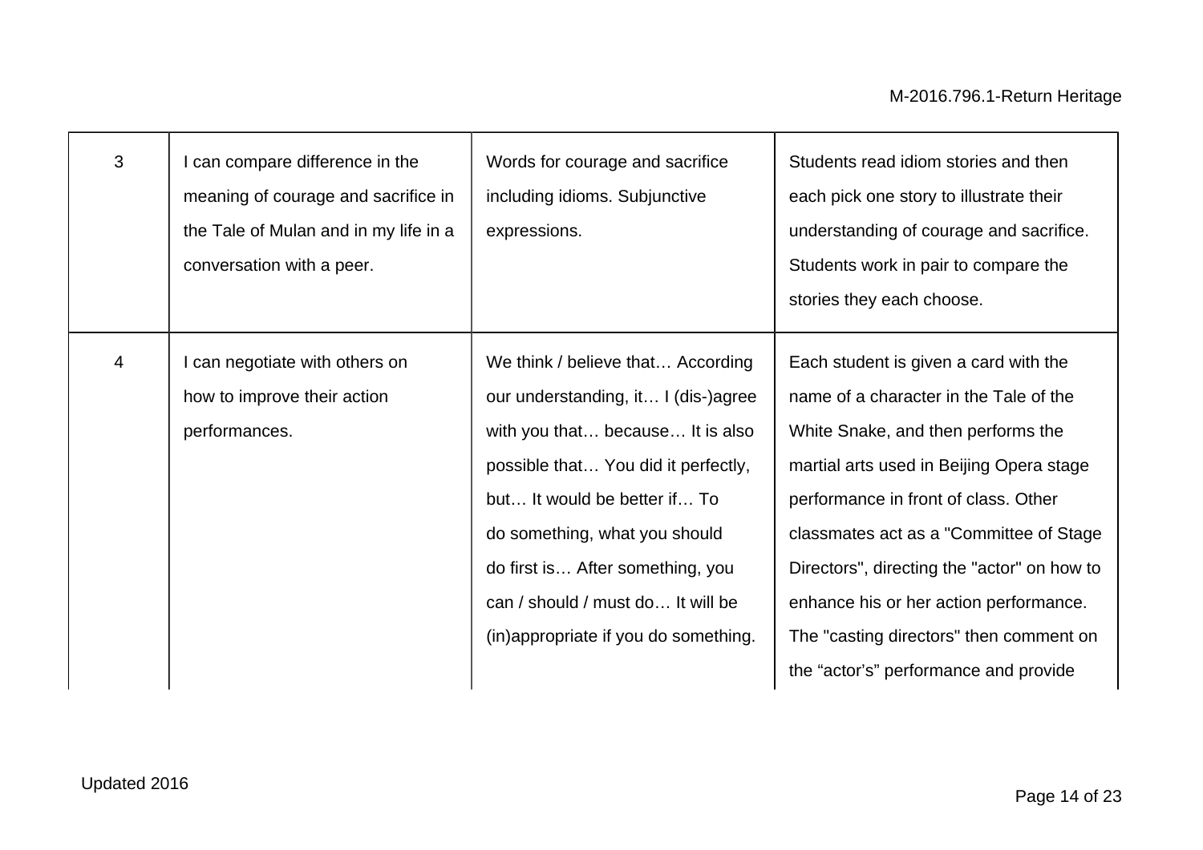| | | | |
|---|---|---|---|
| 3 | I can compare difference in the meaning of courage and sacrifice in the Tale of Mulan and in my life in a conversation with a peer. | Words for courage and sacrifice including idioms. Subjunctive expressions. | Students read idiom stories and then each pick one story to illustrate their understanding of courage and sacrifice. Students work in pair to compare the stories they each choose. |
| 4 | I can negotiate with others on how to improve their action performances. | We think / believe that… According our understanding, it… I (dis-)agree with you that… because… It is also possible that… You did it perfectly, but… It would be better if… To do something, what you should do first is… After something, you can / should / must do… It will be (in)appropriate if you do something. | Each student is given a card with the name of a character in the Tale of the White Snake, and then performs the martial arts used in Beijing Opera stage performance in front of class. Other classmates act as a "Committee of Stage Directors", directing the "actor" on how to enhance his or her action performance. The "casting directors" then comment on the "actor's" performance and provide |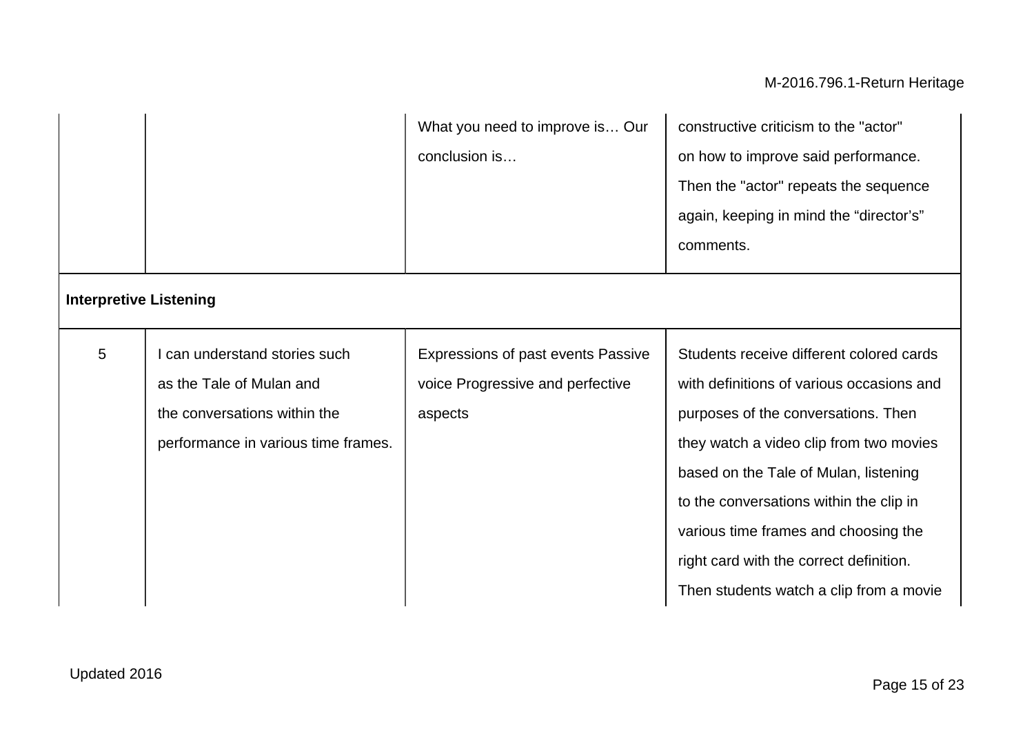| | | | |
|---|---|---|---|
| | | What you need to improve is… Our conclusion is… | constructive criticism to the "actor" on how to improve said performance. Then the "actor" repeats the sequence again, keeping in mind the “director’s” comments. |
| **Interpretive Listening** | | | |
| 5 | I can understand stories such as the Tale of Mulan and the conversations within the performance in various time frames. | Expressions of past events Passive voice Progressive and perfective aspects | Students receive different colored cards with definitions of various occasions and purposes of the conversations. Then they watch a video clip from two movies based on the Tale of Mulan, listening to the conversations within the clip in various time frames and choosing the right card with the correct definition. Then students watch a clip from a movie |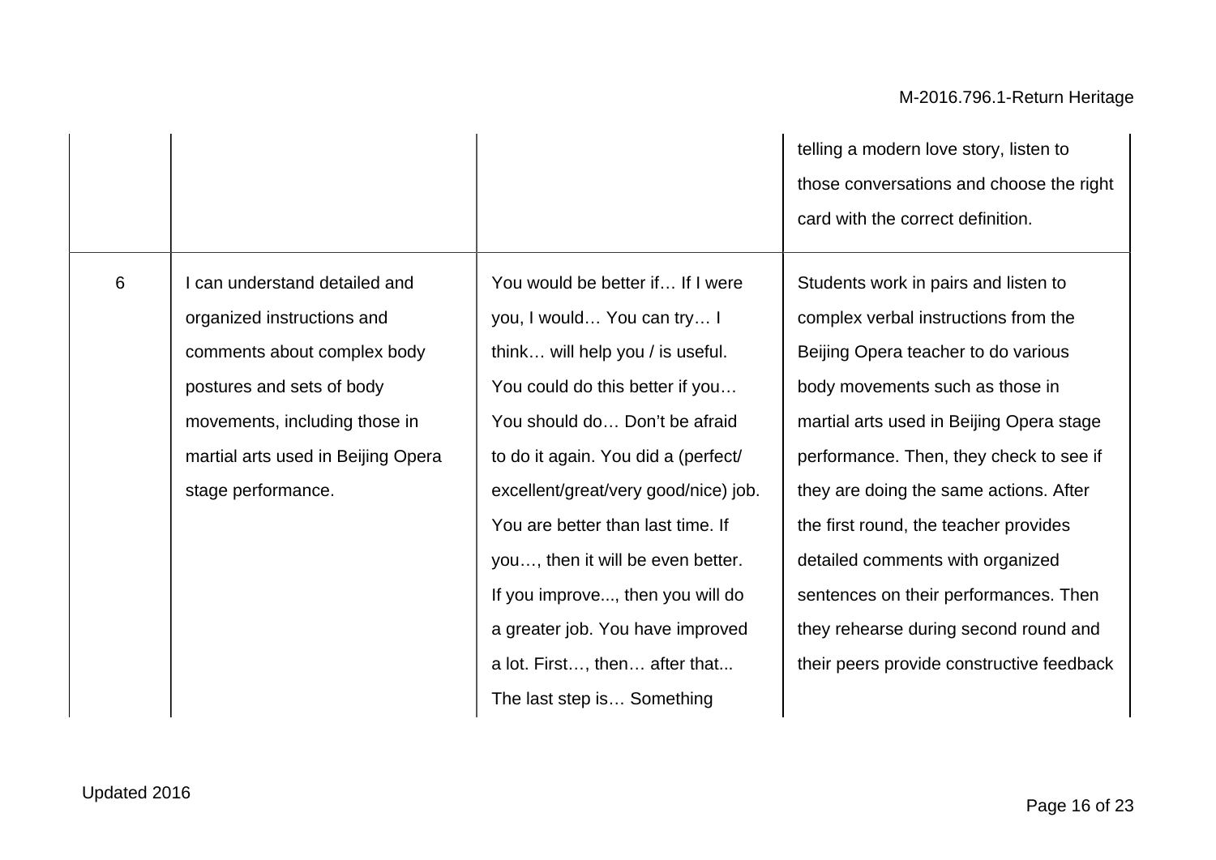| | | | |
|---|---|---|---|
| | | | telling a modern love story, listen to those conversations and choose the right card with the correct definition. |
| 6 | I can understand detailed and organized instructions and comments about complex body postures and sets of body movements, including those in martial arts used in Beijing Opera stage performance. | You would be better if… If I were you, I would… You can try… I think… will help you / is useful. You could do this better if you… You should do… Don't be afraid to do it again. You did a (perfect/ excellent/great/very good/nice) job. You are better than last time. If you…, then it will be even better. If you improve..., then you will do a greater job. You have improved a lot. First…, then… after that... The last step is… Something | Students work in pairs and listen to complex verbal instructions from the Beijing Opera teacher to do various body movements such as those in martial arts used in Beijing Opera stage performance. Then, they check to see if they are doing the same actions. After the first round, the teacher provides detailed comments with organized sentences on their performances. Then they rehearse during second round and their peers provide constructive feedback |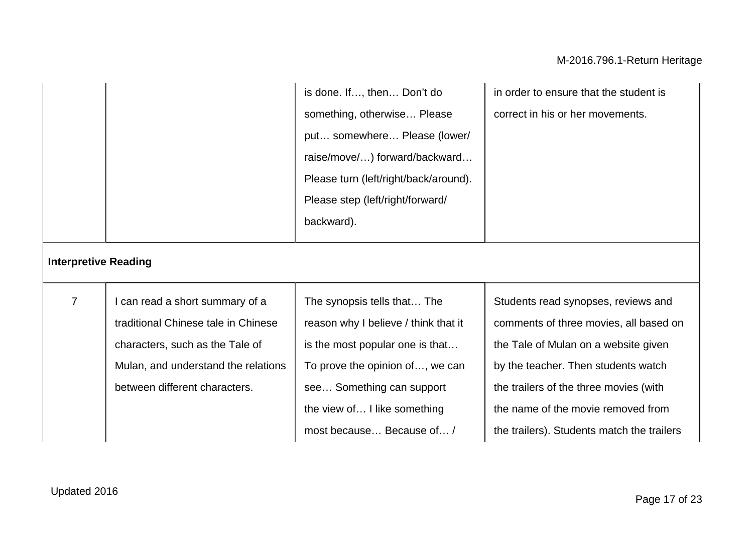| | | | |
|---|---|---|---|
| | | is done. If…, then… Don't do something, otherwise… Please put… somewhere… Please (lower/ raise/move/…) forward/backward… Please turn (left/right/back/around). Please step (left/right/forward/ backward). | in order to ensure that the student is correct in his or her movements. |
| **Interpretive Reading** | | | |
| 7 | I can read a short summary of a traditional Chinese tale in Chinese characters, such as the Tale of Mulan, and understand the relations between different characters. | The synopsis tells that… The reason why I believe / think that it is the most popular one is that… To prove the opinion of…, we can see… Something can support the view of… I like something most because… Because of… / | Students read synopses, reviews and comments of three movies, all based on the Tale of Mulan on a website given by the teacher. Then students watch the trailers of the three movies (with the name of the movie removed from the trailers). Students match the trailers |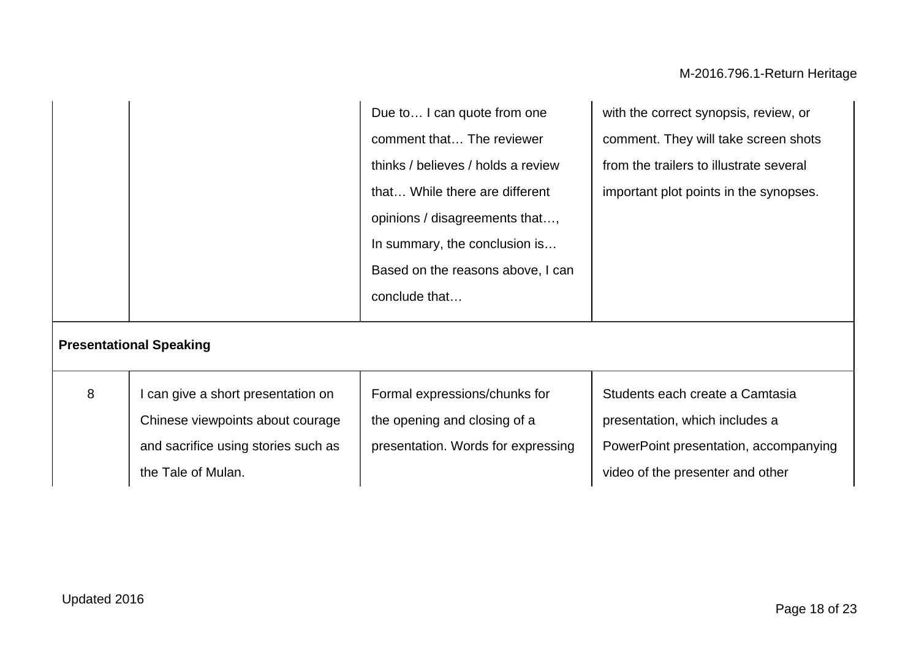| | | | |
|---|---|---|---|
| | | Due to… I can quote from one comment that… The reviewer thinks / believes / holds a review that… While there are different opinions / disagreements that…, In summary, the conclusion is… Based on the reasons above, I can conclude that… | with the correct synopsis, review, or comment. They will take screen shots from the trailers to illustrate several important plot points in the synopses. |
| **Presentational Speaking** | | | |
| 8 | I can give a short presentation on Chinese viewpoints about courage and sacrifice using stories such as the Tale of Mulan. | Formal expressions/chunks for the opening and closing of a presentation. Words for expressing | Students each create a Camtasia presentation, which includes a PowerPoint presentation, accompanying video of the presenter and other |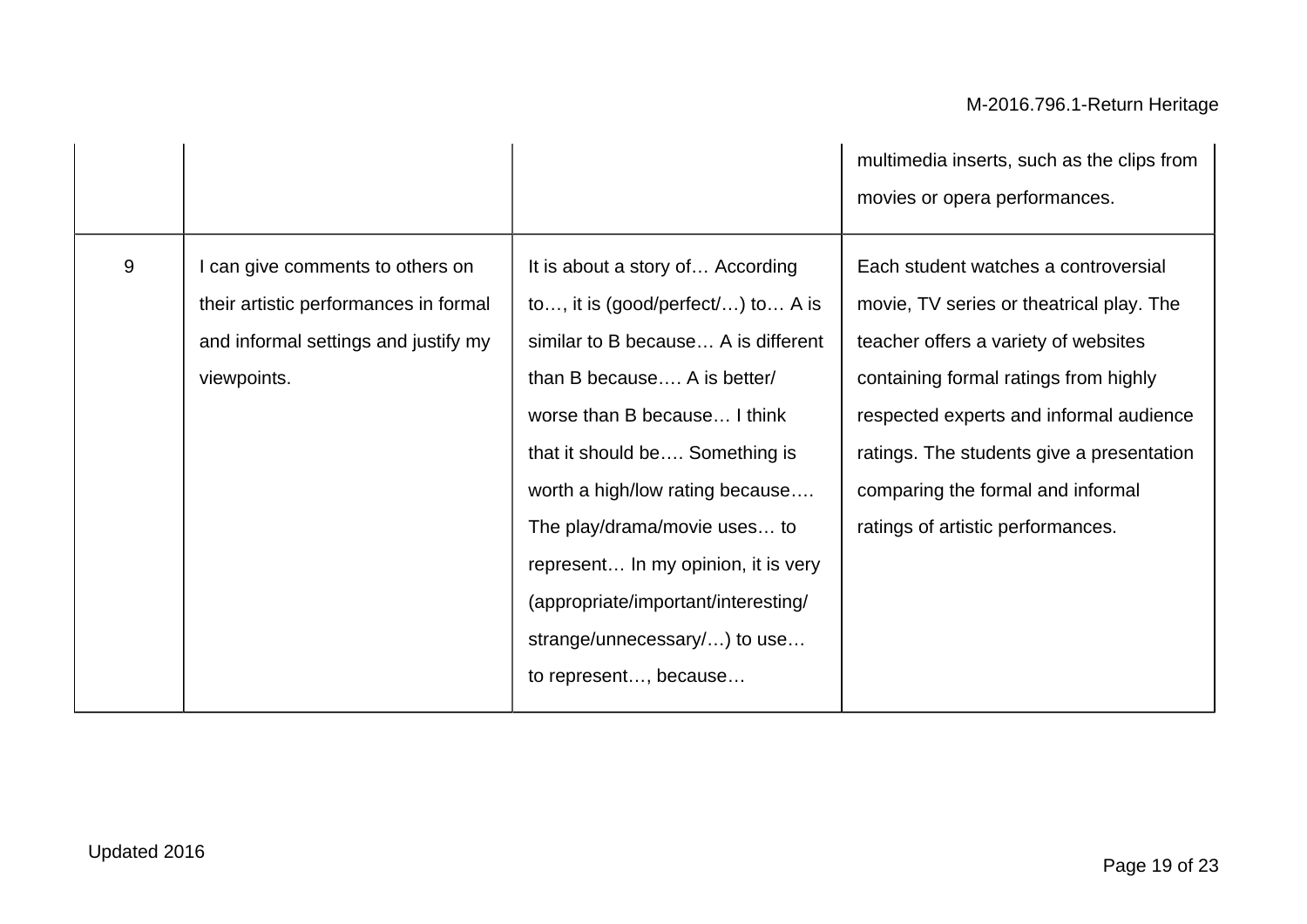| | | | |
|---|---|---|---|
| | | | multimedia inserts, such as the clips from movies or opera performances. |
| 9 | I can give comments to others on their artistic performances in formal and informal settings and justify my viewpoints. | It is about a story of… According to…, it is (good/perfect/…) to… A is similar to B because… A is different than B because…. A is better/ worse than B because… I think that it should be…. Something is worth a high/low rating because…. The play/drama/movie uses… to represent… In my opinion, it is very (appropriate/important/interesting/ strange/unnecessary/…) to use… to represent…, because… | Each student watches a controversial movie, TV series or theatrical play. The teacher offers a variety of websites containing formal ratings from highly respected experts and informal audience ratings. The students give a presentation comparing the formal and informal ratings of artistic performances. |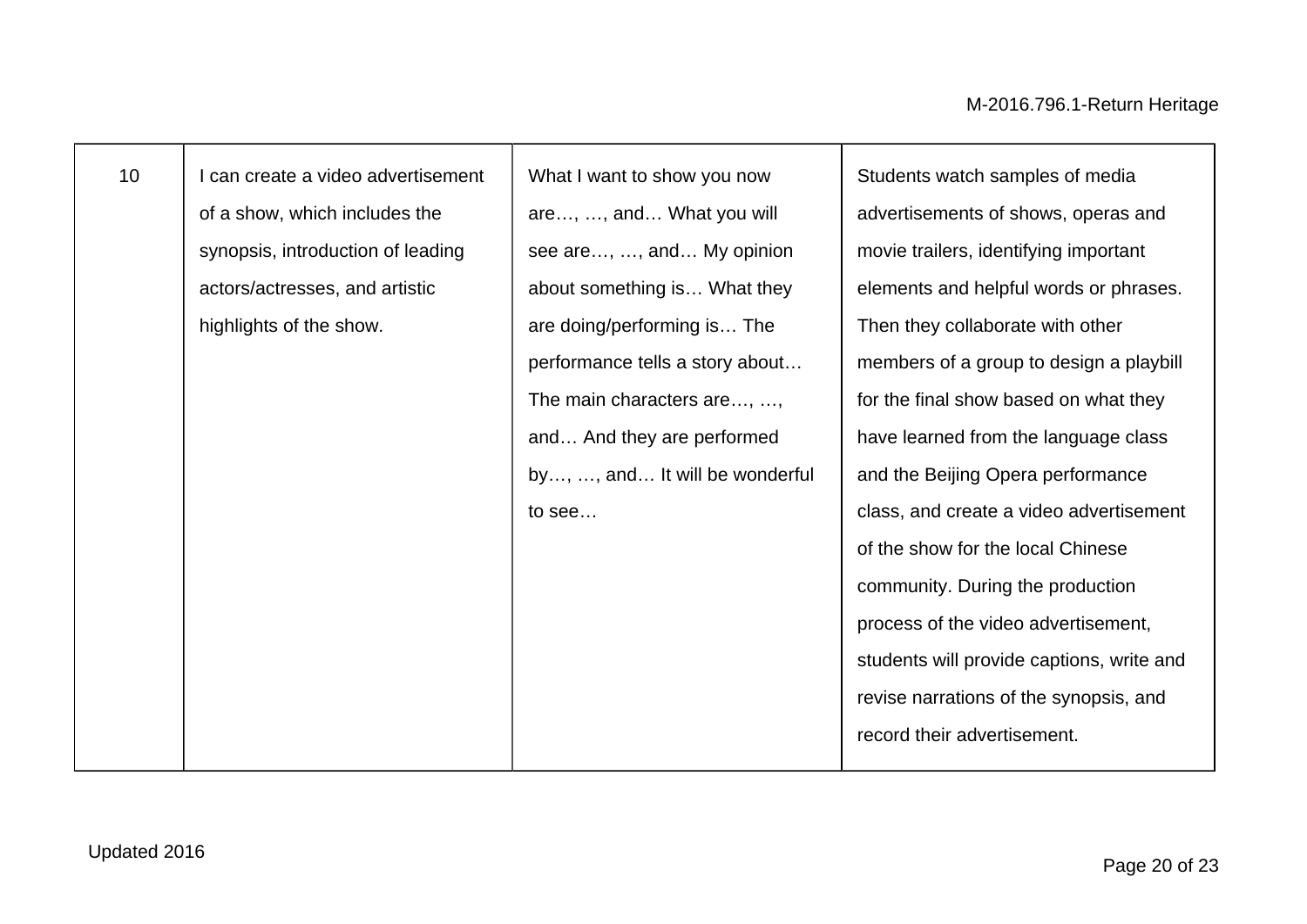| 10 | I can create a video advertisement of a show, which includes the synopsis, introduction of leading actors/actresses, and artistic highlights of the show. | What I want to show you now are…, …, and… What you will see are…, …, and… My opinion about something is… What they are doing/performing is… The performance tells a story about… The main characters are…, …, and… And they are performed by…, …, and… It will be wonderful to see… | Students watch samples of media advertisements of shows, operas and movie trailers, identifying important elements and helpful words or phrases. Then they collaborate with other members of a group to design a playbill for the final show based on what they have learned from the language class and the Beijing Opera performance class, and create a video advertisement of the show for the local Chinese community. During the production process of the video advertisement, students will provide captions, write and revise narrations of the synopsis, and record their advertisement. |
|---|---|---|---|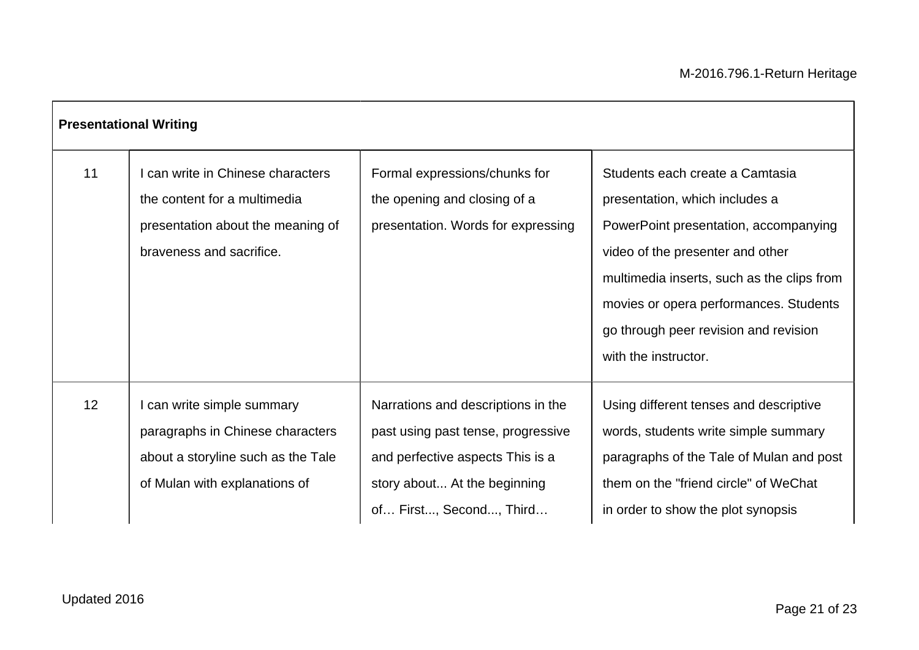| Presentational Writing | | | |
|---|---|---|---|
| 11 | I can write in Chinese characters the content for a multimedia presentation about the meaning of braveness and sacrifice. | Formal expressions/chunks for the opening and closing of a presentation. Words for expressing | Students each create a Camtasia presentation, which includes a PowerPoint presentation, accompanying video of the presenter and other multimedia inserts, such as the clips from movies or opera performances. Students go through peer revision and revision with the instructor. |
| 12 | I can write simple summary paragraphs in Chinese characters about a storyline such as the Tale of Mulan with explanations of | Narrations and descriptions in the past using past tense, progressive and perfective aspects This is a story about... At the beginning of… First..., Second..., Third… | Using different tenses and descriptive words, students write simple summary paragraphs of the Tale of Mulan and post them on the "friend circle" of WeChat in order to show the plot synopsis |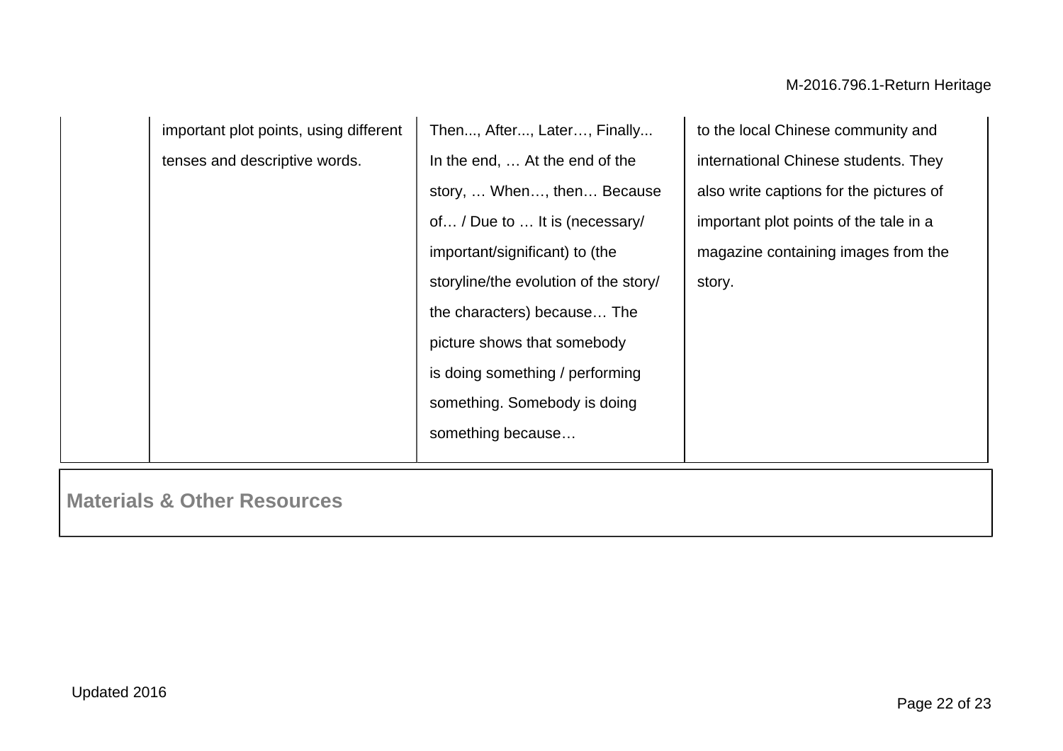| | | | |
|---|---|---|---|
| | important plot points, using different tenses and descriptive words. | Then..., After..., Later…, Finally... In the end, … At the end of the story, … When…, then… Because of… / Due to … It is (necessary/ important/significant) to (the storyline/the evolution of the story/ the characters) because… The picture shows that somebody is doing something / performing something. Somebody is doing something because… | to the local Chinese community and international Chinese students. They also write captions for the pictures of important plot points of the tale in a magazine containing images from the story. |

## Materials & Other Resources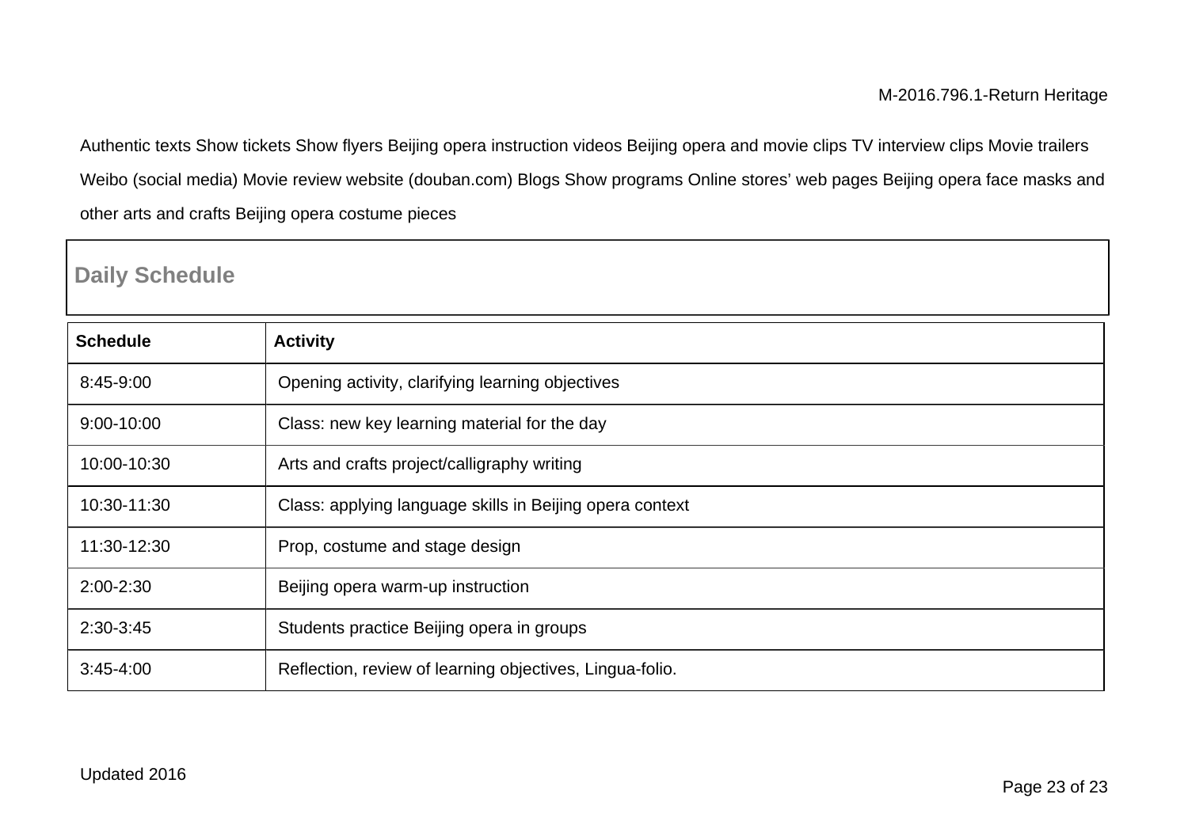Authentic texts Show tickets Show flyers Beijing opera instruction videos Beijing opera and movie clips TV interview clips Movie trailers Weibo (social media) Movie review website (douban.com) Blogs Show programs Online stores' web pages Beijing opera face masks and other arts and crafts Beijing opera costume pieces

## Daily Schedule

| Schedule | Activity |
|---|---|
| 8:45-9:00 | Opening activity, clarifying learning objectives |
| 9:00-10:00 | Class: new key learning material for the day |
| 10:00-10:30 | Arts and crafts project/calligraphy writing |
| 10:30-11:30 | Class: applying language skills in Beijing opera context |
| 11:30-12:30 | Prop, costume and stage design |
| 2:00-2:30 | Beijing opera warm-up instruction |
| 2:30-3:45 | Students practice Beijing opera in groups |
| 3:45-4:00 | Reflection, review of learning objectives, Lingua-folio. |